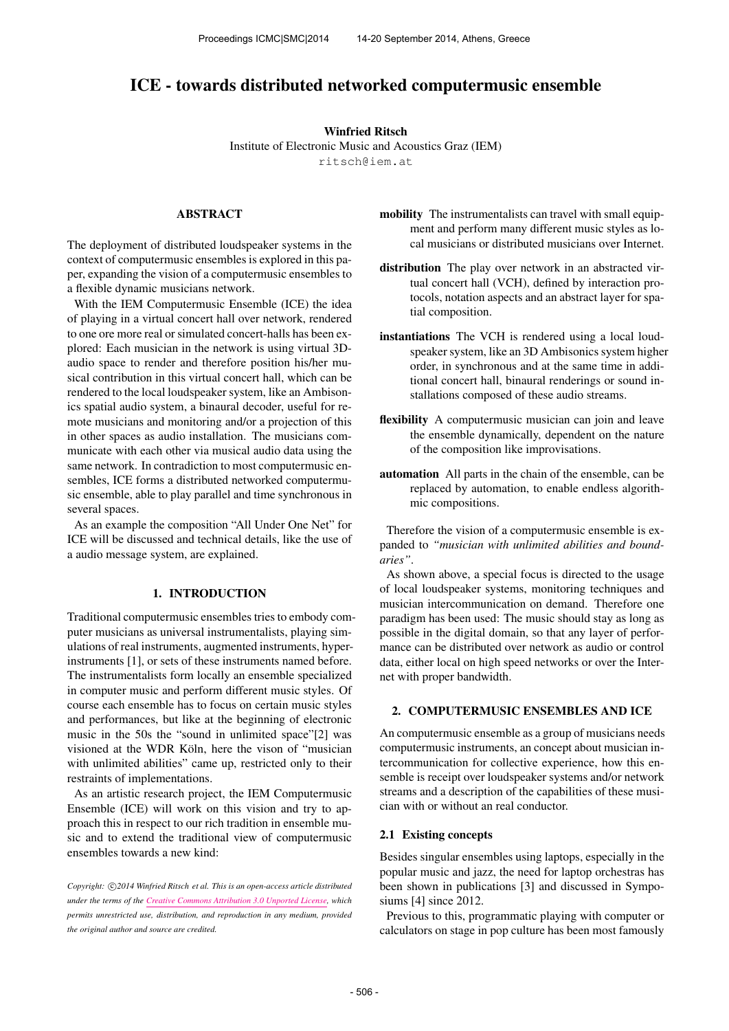# ICE - towards distributed networked computermusic ensemble

**Winfried Ritsch**
Institute of Electronic Music and Acoustics Graz (IEM)
ritsch@iem.at

## ABSTRACT

The deployment of distributed loudspeaker systems in the context of computermusic ensembles is explored in this paper, expanding the vision of a computermusic ensembles to a flexible dynamic musicians network.

With the IEM Computermusic Ensemble (ICE) the idea of playing in a virtual concert hall over network, rendered to one ore more real or simulated concert-halls has been explored: Each musician in the network is using virtual 3D-audio space to render and therefore position his/her musical contribution in this virtual concert hall, which can be rendered to the local loudspeaker system, like an Ambisonics spatial audio system, a binaural decoder, useful for remote musicians and monitoring and/or a projection of this in other spaces as audio installation. The musicians communicate with each other via musical audio data using the same network. In contradiction to most computermusic ensembles, ICE forms a distributed networked computermusic ensemble, able to play parallel and time synchronous in several spaces.

As an example the composition "All Under One Net" for ICE will be discussed and technical details, like the use of a audio message system, are explained.

## 1. INTRODUCTION

Traditional computermusic ensembles tries to embody computer musicians as universal instrumentalists, playing simulations of real instruments, augmented instruments, hyper-instruments [1], or sets of these instruments named before. The instrumentalists form locally an ensemble specialized in computer music and perform different music styles. Of course each ensemble has to focus on certain music styles and performances, but like at the beginning of electronic music in the 50s the "sound in unlimited space"[2] was visioned at the WDR Köln, here the vison of "musician with unlimited abilities" came up, restricted only to their restraints of implementations.

As an artistic research project, the IEM Computermusic Ensemble (ICE) will work on this vision and try to approach this in respect to our rich tradition in ensemble music and to extend the traditional view of computermusic ensembles towards a new kind:

**mobility** The instrumentalists can travel with small equipment and perform many different music styles as local musicians or distributed musicians over Internet.

**distribution** The play over network in an abstracted virtual concert hall (VCH), defined by interaction protocols, notation aspects and an abstract layer for spatial composition.

**instantiations** The VCH is rendered using a local loudspeaker system, like an 3D Ambisonics system higher order, in synchronous and at the same time in additional concert hall, binaural renderings or sound installations composed of these audio streams.

**flexibility** A computermusic musician can join and leave the ensemble dynamically, dependent on the nature of the composition like improvisations.

**automation** All parts in the chain of the ensemble, can be replaced by automation, to enable endless algorithmic compositions.

Therefore the vision of a computermusic ensemble is expanded to *"musician with unlimited abilities and boundaries"*.

As shown above, a special focus is directed to the usage of local loudspeaker systems, monitoring techniques and musician intercommunication on demand. Therefore one paradigm has been used: The music should stay as long as possible in the digital domain, so that any layer of performance can be distributed over network as audio or control data, either local on high speed networks or over the Internet with proper bandwidth.

## 2. COMPUTERMUSIC ENSEMBLES AND ICE

An computermusic ensemble as a group of musicians needs computermusic instruments, an concept about musician intercommunication for collective experience, how this ensemble is receipt over loudspeaker systems and/or network streams and a description of the capabilities of these musician with or without an real conductor.

### 2.1 Existing concepts

Besides singular ensembles using laptops, especially in the popular music and jazz, the need for laptop orchestras has been shown in publications [3] and discussed in Symposiums [4] since 2012.

Previous to this, programmatic playing with computer or calculators on stage in pop culture has been most famously

*Copyright: ©2014 Winfried Ritsch et al. This is an open-access article distributed under the terms of the Creative Commons Attribution 3.0 Unported License, which permits unrestricted use, distribution, and reproduction in any medium, provided the original author and source are credited.*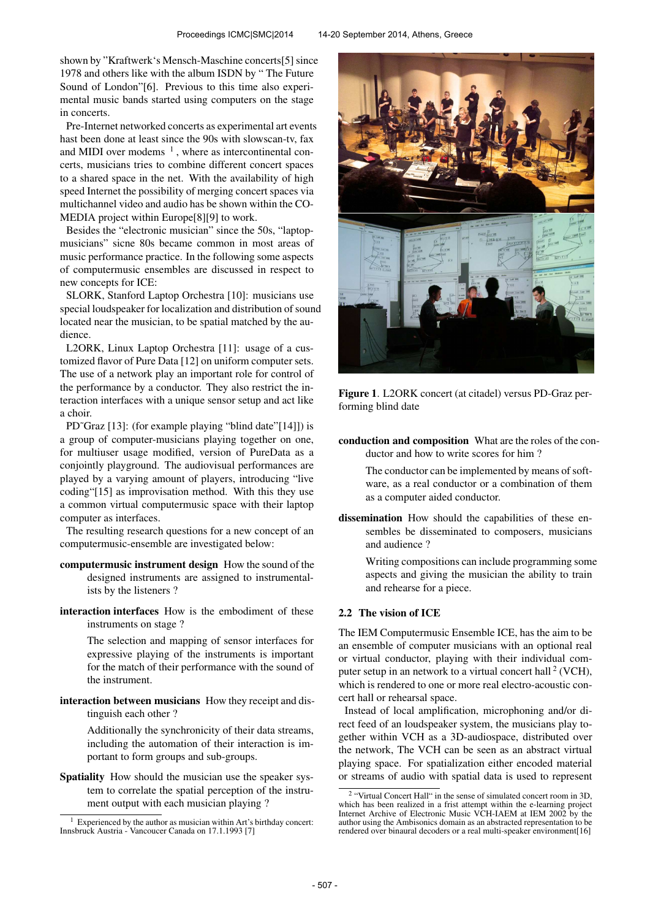shown by "Kraftwerk's Mensch-Maschine concerts[5] since 1978 and others like with the album ISDN by " The Future Sound of London"[6]. Previous to this time also experimental music bands started using computers on the stage in concerts.

Pre-Internet networked concerts as experimental art events hast been done at least since the 90s with slowscan-tv, fax and MIDI over modems [1], where as intercontinental concerts, musicians tries to combine different concert spaces to a shared space in the net. With the availability of high speed Internet the possibility of merging concert spaces via multichannel video and audio has be shown within the CO-MEDIA project within Europe[8][9] to work.

Besides the "electronic musician" since the 50s, "laptop-musicians" sicne 80s became common in most areas of music performance practice. In the following some aspects of computermusic ensembles are discussed in respect to new concepts for ICE:

SLORK, Stanford Laptop Orchestra [10]: musicians use special loudspeaker for localization and distribution of sound located near the musician, to be spatial matched by the audience.

L2ORK, Linux Laptop Orchestra [11]: usage of a customized flavor of Pure Data [12] on uniform computer sets. The use of a network play an important role for control of the performance by a conductor. They also restrict the interaction interfaces with a unique sensor setup and act like a choir.

PD˜Graz [13]: (for example playing "blind date"[14]]) is a group of computer-musicians playing together on one, for multiuser usage modified, version of PureData as a conjointly playground. The audiovisual performances are played by a varying amount of players, introducing "live coding"[15] as improvisation method. With this they use a common virtual computermusic space with their laptop computer as interfaces.

The resulting research questions for a new concept of an computermusic-ensemble are investigated below:

**computermusic instrument design** How the sound of the designed instruments are assigned to instrumentalists by the listeners ?

**interaction interfaces** How is the embodiment of these instruments on stage ?

The selection and mapping of sensor interfaces for expressive playing of the instruments is important for the match of their performance with the sound of the instrument.

**interaction between musicians** How they receipt and distinguish each other ?

Additionally the synchronicity of their data streams, including the automation of their interaction is important to form groups and sub-groups.

**Spatiality** How should the musician use the speaker system to correlate the spatial perception of the instrument output with each musician playing ?

[1] Experienced by the author as musician within Art's birthday concert: Innsbruck Austria - Vancoucer Canada on 17.1.1993 [7]

Figure 1. L2ORK concert (at citadel) versus PD-Graz performing blind date

**conduction and composition** What are the roles of the conductor and how to write scores for him ?

The conductor can be implemented by means of software, as a real conductor or a combination of them as a computer aided conductor.

**dissemination** How should the capabilities of these ensembles be disseminated to composers, musicians and audience ?

Writing compositions can include programming some aspects and giving the musician the ability to train and rehearse for a piece.

### 2.2 The vision of ICE

The IEM Computermusic Ensemble ICE, has the aim to be an ensemble of computer musicians with an optional real or virtual conductor, playing with their individual computer setup in an network to a virtual concert hall [2] (VCH), which is rendered to one or more real electro-acoustic concert hall or rehearsal space.

Instead of local amplification, microphoning and/or direct feed of an loudspeaker system, the musicians play together within VCH as a 3D-audiospace, distributed over the network, The VCH can be seen as an abstract virtual playing space. For spatialization either encoded material or streams of audio with spatial data is used to represent

[2] "Virtual Concert Hall" in the sense of simulated concert room in 3D, which has been realized in a frist attempt within the e-learning project Internet Archive of Electronic Music VCH-IAEM at IEM 2002 by the author using the Ambisonics domain as an abstracted representation to be rendered over binaural decoders or a real multi-speaker environment[16]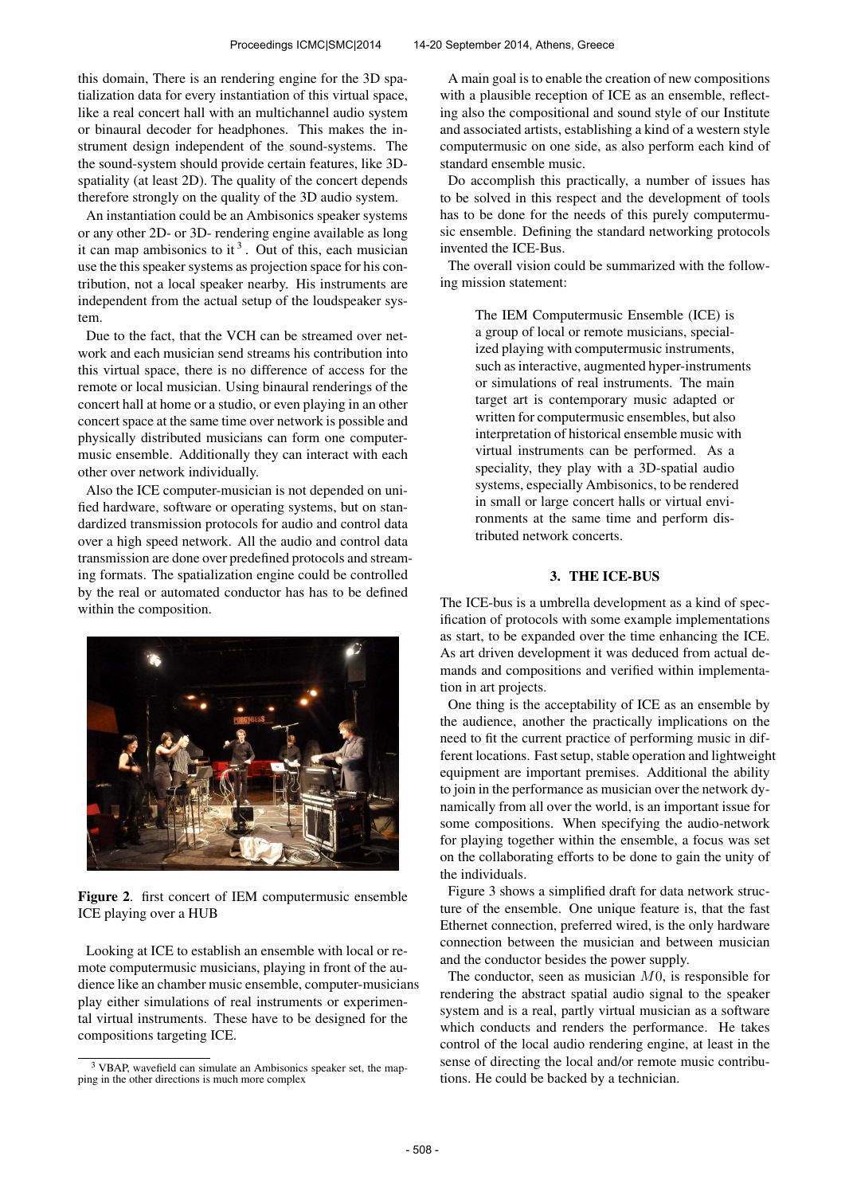this domain, There is an rendering engine for the 3D spatialization data for every instantiation of this virtual space, like a real concert hall with an multichannel audio system or binaural decoder for headphones. This makes the instrument design independent of the sound-systems. The the sound-system should provide certain features, like 3D-spatiality (at least 2D). The quality of the concert depends therefore strongly on the quality of the 3D audio system.

An instantiation could be an Ambisonics speaker systems or any other 2D- or 3D- rendering engine available as long it can map ambisonics to it [3]. Out of this, each musician use the this speaker systems as projection space for his contribution, not a local speaker nearby. His instruments are independent from the actual setup of the loudspeaker system.

Due to the fact, that the VCH can be streamed over network and each musician send streams his contribution into this virtual space, there is no difference of access for the remote or local musician. Using binaural renderings of the concert hall at home or a studio, or even playing in an other concert space at the same time over network is possible and physically distributed musicians can form one computermusic ensemble. Additionally they can interact with each other over network individually.

Also the ICE computer-musician is not depended on unified hardware, software or operating systems, but on standardized transmission protocols for audio and control data over a high speed network. All the audio and control data transmission are done over predefined protocols and streaming formats. The spatialization engine could be controlled by the real or automated conductor has has to be defined within the composition.

**Figure 2**. first concert of IEM computermusic ensemble ICE playing over a HUB

Looking at ICE to establish an ensemble with local or remote computermusic musicians, playing in front of the audience like an chamber music ensemble, computer-musicians play either simulations of real instruments or experimental virtual instruments. These have to be designed for the compositions targeting ICE.

[3] VBAP, wavefield can simulate an Ambisonics speaker set, the mapping in the other directions is much more complex

A main goal is to enable the creation of new compositions with a plausible reception of ICE as an ensemble, reflecting also the compositional and sound style of our Institute and associated artists, establishing a kind of a western style computermusic on one side, as also perform each kind of standard ensemble music.

Do accomplish this practically, a number of issues has to be solved in this respect and the development of tools has to be done for the needs of this purely computermusic ensemble. Defining the standard networking protocols invented the ICE-Bus.

The overall vision could be summarized with the following mission statement:

> The IEM Computermusic Ensemble (ICE) is a group of local or remote musicians, specialized playing with computermusic instruments, such as interactive, augmented hyper-instruments or simulations of real instruments. The main target art is contemporary music adapted or written for computermusic ensembles, but also interpretation of historical ensemble music with virtual instruments can be performed. As a speciality, they play with a 3D-spatial audio systems, especially Ambisonics, to be rendered in small or large concert halls or virtual environments at the same time and perform distributed network concerts.

## 3. THE ICE-BUS

The ICE-bus is a umbrella development as a kind of specification of protocols with some example implementations as start, to be expanded over the time enhancing the ICE. As art driven development it was deduced from actual demands and compositions and verified within implementation in art projects.

One thing is the acceptability of ICE as an ensemble by the audience, another the practically implications on the need to fit the current practice of performing music in different locations. Fast setup, stable operation and lightweight equipment are important premises. Additional the ability to join in the performance as musician over the network dynamically from all over the world, is an important issue for some compositions. When specifying the audio-network for playing together within the ensemble, a focus was set on the collaborating efforts to be done to gain the unity of the individuals.

Figure 3 shows a simplified draft for data network structure of the ensemble. One unique feature is, that the fast Ethernet connection, preferred wired, is the only hardware connection between the musician and between musician and the conductor besides the power supply.

The conductor, seen as musician $M0$, is responsible for rendering the abstract spatial audio signal to the speaker system and is a real, partly virtual musician as a software which conducts and renders the performance. He takes control of the local audio rendering engine, at least in the sense of directing the local and/or remote music contributions. He could be backed by a technician.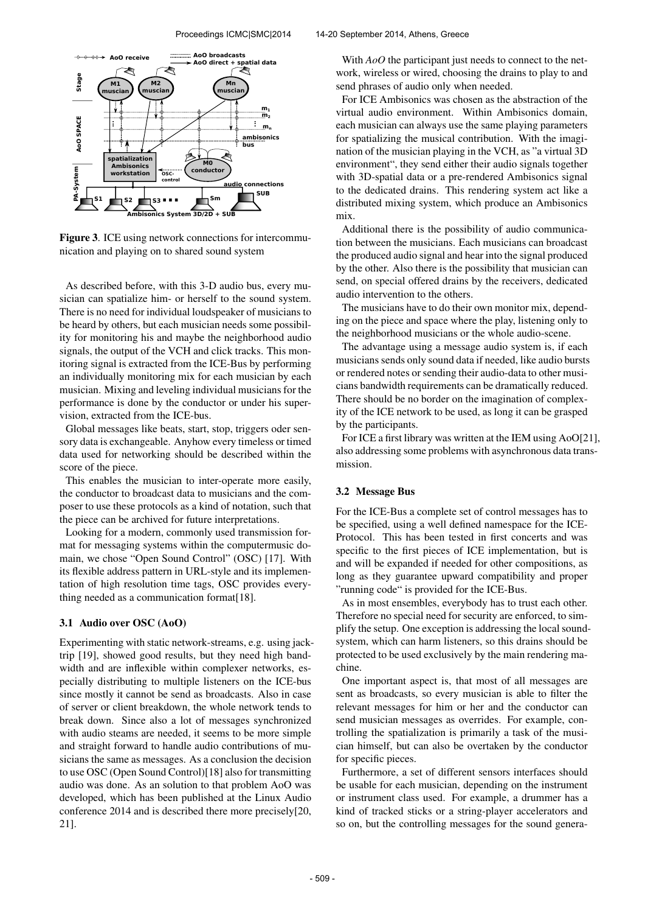**Figure 3**. ICE using network connections for intercommunication and playing on to shared sound system

As described before, with this 3-D audio bus, every musician can spatialize him- or herself to the sound system. There is no need for individual loudspeaker of musicians to be heard by others, but each musician needs some possibility for monitoring his and maybe the neighborhood audio signals, the output of the VCH and click tracks. This monitoring signal is extracted from the ICE-Bus by performing an individually monitoring mix for each musician by each musician. Mixing and leveling individual musicians for the performance is done by the conductor or under his supervision, extracted from the ICE-bus.

Global messages like beats, start, stop, triggers oder sensory data is exchangeable. Anyhow every timeless or timed data used for networking should be described within the score of the piece.

This enables the musician to inter-operate more easily, the conductor to broadcast data to musicians and the composer to use these protocols as a kind of notation, such that the piece can be archived for future interpretations.

Looking for a modern, commonly used transmission format for messaging systems within the computermusic domain, we chose "Open Sound Control" (OSC) [17]. With its flexible address pattern in URL-style and its implementation of high resolution time tags, OSC provides everything needed as a communication format[18].

### 3.1 Audio over OSC (AoO)

Experimenting with static network-streams, e.g. using jacktrip [19], showed good results, but they need high bandwidth and are inflexible within complexer networks, especially distributing to multiple listeners on the ICE-bus since mostly it cannot be send as broadcasts. Also in case of server or client breakdown, the whole network tends to break down. Since also a lot of messages synchronized with audio steams are needed, it seems to be more simple and straight forward to handle audio contributions of musicians the same as messages. As a conclusion the decision to use OSC (Open Sound Control)[18] also for transmitting audio was done. As an solution to that problem AoO was developed, which has been published at the Linux Audio conference 2014 and is described there more precisely[20, 21].

With *AoO* the participant just needs to connect to the network, wireless or wired, choosing the drains to play to and send phrases of audio only when needed.

For ICE Ambisonics was chosen as the abstraction of the virtual audio environment. Within Ambisonics domain, each musician can always use the same playing parameters for spatializing the musical contribution. With the imagination of the musician playing in the VCH, as "a virtual 3D environment", they send either their audio signals together with 3D-spatial data or a pre-rendered Ambisonics signal to the dedicated drains. This rendering system act like a distributed mixing system, which produce an Ambisonics mix.

Additional there is the possibility of audio communication between the musicians. Each musicians can broadcast the produced audio signal and hear into the signal produced by the other. Also there is the possibility that musician can send, on special offered drains by the receivers, dedicated audio intervention to the others.

The musicians have to do their own monitor mix, depending on the piece and space where the play, listening only to the neighborhood musicians or the whole audio-scene.

The advantage using a message audio system is, if each musicians sends only sound data if needed, like audio bursts or rendered notes or sending their audio-data to other musicians bandwidth requirements can be dramatically reduced. There should be no border on the imagination of complexity of the ICE network to be used, as long it can be grasped by the participants.

For ICE a first library was written at the IEM using AoO[21], also addressing some problems with asynchronous data transmission.

### 3.2 Message Bus

For the ICE-Bus a complete set of control messages has to be specified, using a well defined namespace for the ICE-Protocol. This has been tested in first concerts and was specific to the first pieces of ICE implementation, but is and will be expanded if needed for other compositions, as long as they guarantee upward compatibility and proper "running code" is provided for the ICE-Bus.

As in most ensembles, everybody has to trust each other. Therefore no special need for security are enforced, to simplify the setup. One exception is addressing the local soundsystem, which can harm listeners, so this drains should be protected to be used exclusively by the main rendering machine.

One important aspect is, that most of all messages are sent as broadcasts, so every musician is able to filter the relevant messages for him or her and the conductor can send musician messages as overrides. For example, controlling the spatialization is primarily a task of the musician himself, but can also be overtaken by the conductor for specific pieces.

Furthermore, a set of different sensors interfaces should be usable for each musician, depending on the instrument or instrument class used. For example, a drummer has a kind of tracked sticks or a string-player accelerators and so on, but the controlling messages for the sound genera-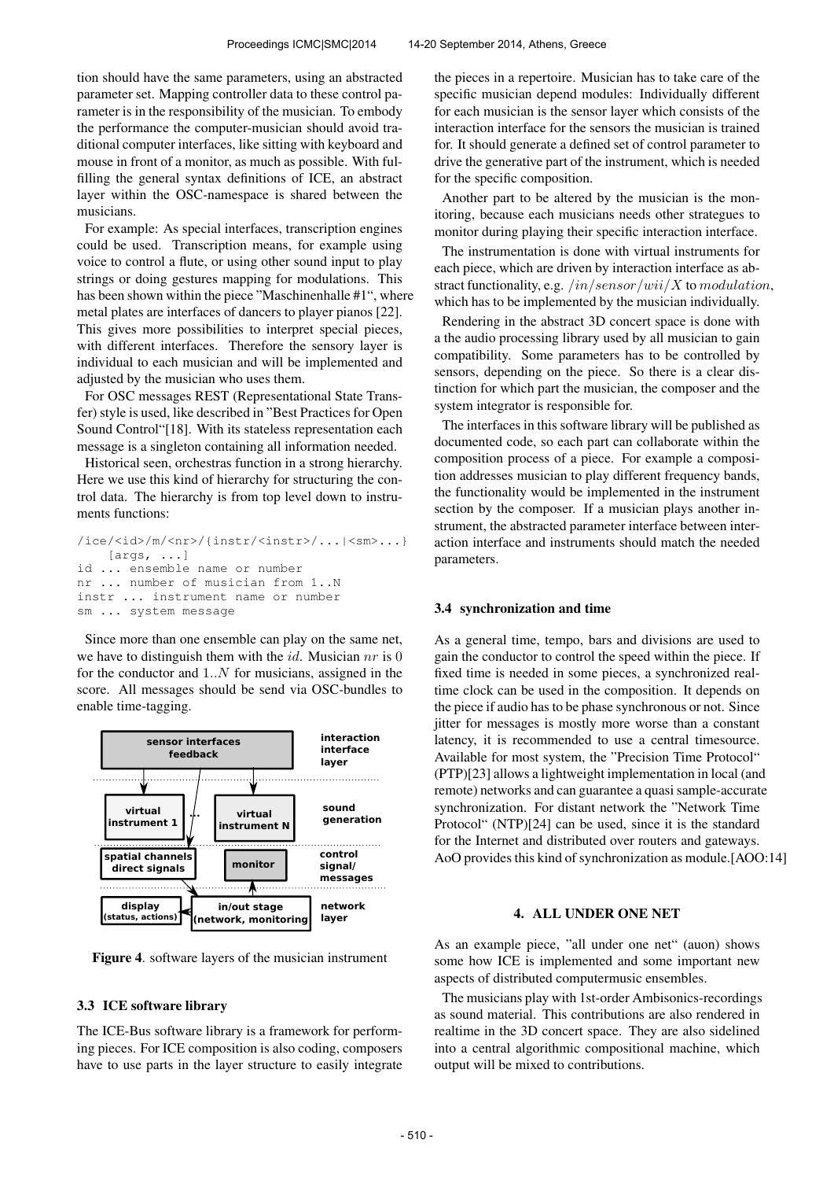tion should have the same parameters, using an abstracted parameter set. Mapping controller data to these control parameter is in the responsibility of the musician. To embody the performance the computer-musician should avoid traditional computer interfaces, like sitting with keyboard and mouse in front of a monitor, as much as possible. With fulfilling the general syntax definitions of ICE, an abstract layer within the OSC-namespace is shared between the musicians.

For example: As special interfaces, transcription engines could be used. Transcription means, for example using voice to control a flute, or using other sound input to play strings or doing gestures mapping for modulations. This has been shown within the piece "Maschinenhalle #1", where metal plates are interfaces of dancers to player pianos [22]. This gives more possibilities to interpret special pieces, with different interfaces. Therefore the sensory layer is individual to each musician and will be implemented and adjusted by the musician who uses them.

For OSC messages REST (Representational State Transfer) style is used, like described in "Best Practices for Open Sound Control"[18]. With its stateless representation each message is a singleton containing all information needed.

Historical seen, orchestras function in a strong hierarchy. Here we use this kind of hierarchy for structuring the control data. The hierarchy is from top level down to instruments functions:

```
/ice/<id>/m/<nr>/{instr/<instr>/...|<sm>...}
    [args, ...]
id ... ensemble name or number
nr ... number of musician from 1..N
instr ... instrument name or number
sm ... system message
```

Since more than one ensemble can play on the same net, we have to distinguish them with the $id$. Musician $nr$ is 0 for the conductor and $1..N$ for musicians, assigned in the score. All messages should be send via OSC-bundles to enable time-tagging.

**Figure 4**. software layers of the musician instrument

### 3.3 ICE software library

The ICE-Bus software library is a framework for performing pieces. For ICE composition is also coding, composers have to use parts in the layer structure to easily integrate the pieces in a repertoire. Musician has to take care of the specific musician depend modules: Individually different for each musician is the sensor layer which consists of the interaction interface for the sensors the musician is trained for. It should generate a defined set of control parameter to drive the generative part of the instrument, which is needed for the specific composition.

Another part to be altered by the musician is the monitoring, because each musicians needs other strategues to monitor during playing their specific interaction interface.

The instrumentation is done with virtual instruments for each piece, which are driven by interaction interface as abstract functionality, e.g. $/in/sensor/wii/X$ to $modulation$, which has to be implemented by the musician individually.

Rendering in the abstract 3D concert space is done with a the audio processing library used by all musician to gain compatibility. Some parameters has to be controlled by sensors, depending on the piece. So there is a clear distinction for which part the musician, the composer and the system integrator is responsible for.

The interfaces in this software library will be published as documented code, so each part can collaborate within the composition process of a piece. For example a composition addresses musician to play different frequency bands, the functionality would be implemented in the instrument section by the composer. If a musician plays another instrument, the abstracted parameter interface between interaction interface and instruments should match the needed parameters.

### 3.4 synchronization and time

As a general time, tempo, bars and divisions are used to gain the conductor to control the speed within the piece. If fixed time is needed in some pieces, a synchronized realtime clock can be used in the composition. It depends on the piece if audio has to be phase synchronous or not. Since jitter for messages is mostly more worse than a constant latency, it is recommended to use a central timesource. Available for most system, the "Precision Time Protocol" (PTP)[23] allows a lightweight implementation in local (and remote) networks and can guarantee a quasi sample-accurate synchronization. For distant network the "Network Time Protocol" (NTP)[24] can be used, since it is the standard for the Internet and distributed over routers and gateways. AoO provides this kind of synchronization as module.[AOO:14]

## 4. ALL UNDER ONE NET

As an example piece, "all under one net" (auon) shows some how ICE is implemented and some important new aspects of distributed computermusic ensembles.

The musicians play with 1st-order Ambisonics-recordings as sound material. This contributions are also rendered in realtime in the 3D concert space. They are also sidelined into a central algorithmic compositional machine, which output will be mixed to contributions.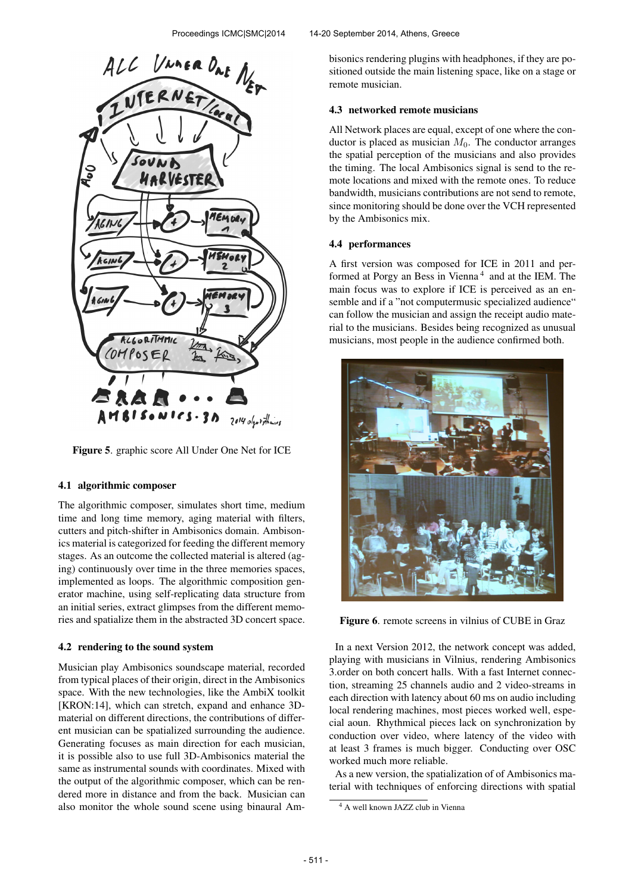Figure 5. graphic score All Under One Net for ICE

### 4.1 algorithmic composer

The algorithmic composer, simulates short time, medium time and long time memory, aging material with filters, cutters and pitch-shifter in Ambisonics domain. Ambisonics material is categorized for feeding the different memory stages. As an outcome the collected material is altered (aging) continuously over time in the three memories spaces, implemented as loops. The algorithmic composition generator machine, using self-replicating data structure from an initial series, extract glimpses from the different memories and spatialize them in the abstracted 3D concert space.

### 4.2 rendering to the sound system

Musician play Ambisonics soundscape material, recorded from typical places of their origin, direct in the Ambisonics space. With the new technologies, like the AmbiX toolkit [KRON:14], which can stretch, expand and enhance 3D-material on different directions, the contributions of different musician can be spatialized surrounding the audience. Generating focuses as main direction for each musician, it is possible also to use full 3D-Ambisonics material the same as instrumental sounds with coordinates. Mixed with the output of the algorithmic composer, which can be rendered more in distance and from the back. Musician can also monitor the whole sound scene using binaural Ambisonics rendering plugins with headphones, if they are positioned outside the main listening space, like on a stage or remote musician.

### 4.3 networked remote musicians

All Network places are equal, except of one where the conductor is placed as musician $M_0$. The conductor arranges the spatial perception of the musicians and also provides the timing. The local Ambisonics signal is send to the remote locations and mixed with the remote ones. To reduce bandwidth, musicians contributions are not send to remote, since monitoring should be done over the VCH represented by the Ambisonics mix.

### 4.4 performances

A first version was composed for ICE in 2011 and performed at Porgy an Bess in Vienna [4] and at the IEM. The main focus was to explore if ICE is perceived as an ensemble and if a "not computermusic specialized audience" can follow the musician and assign the receipt audio material to the musicians. Besides being recognized as unusual musicians, most people in the audience confirmed both.

Figure 6. remote screens in vilnius of CUBE in Graz

In a next Version 2012, the network concept was added, playing with musicians in Vilnius, rendering Ambisonics 3.order on both concert halls. With a fast Internet connection, streaming 25 channels audio and 2 video-streams in each direction with latency about 60 ms on audio including local rendering machines, most pieces worked well, especial aoun. Rhythmical pieces lack on synchronization by conduction over video, where latency of the video with at least 3 frames is much bigger. Conducting over OSC worked much more reliable.

As a new version, the spatialization of of Ambisonics material with techniques of enforcing directions with spatial

[4] A well known JAZZ club in Vienna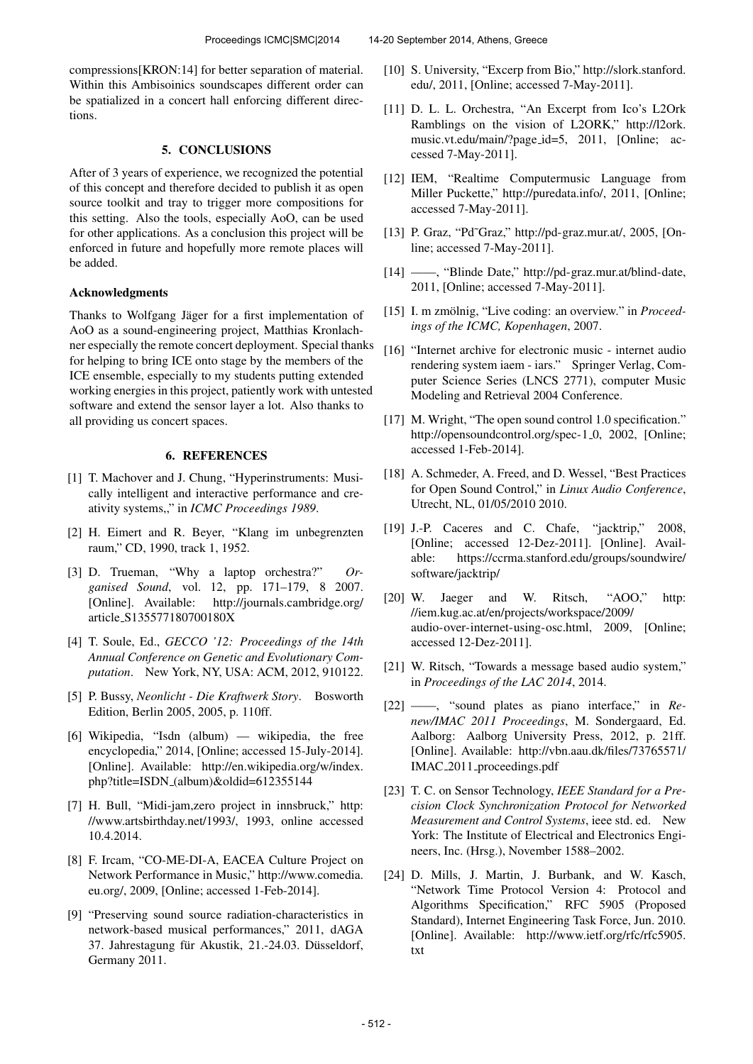compressions[KRON:14] for better separation of material. Within this Ambisoinics soundscapes different order can be spatialized in a concert hall enforcing different directions.

## 5. CONCLUSIONS

After of 3 years of experience, we recognized the potential of this concept and therefore decided to publish it as open source toolkit and tray to trigger more compositions for this setting. Also the tools, especially AoO, can be used for other applications. As a conclusion this project will be enforced in future and hopefully more remote places will be added.

### Acknowledgments

Thanks to Wolfgang Jäger for a first implementation of AoO as a sound-engineering project, Matthias Kronlachner especially the remote concert deployment. Special thanks for helping to bring ICE onto stage by the members of the ICE ensemble, especially to my students putting extended working energies in this project, patiently work with untested software and extend the sensor layer a lot. Also thanks to all providing us concert spaces.

## 6. REFERENCES

[1] T. Machover and J. Chung, "Hyperinstruments: Musically intelligent and interactive performance and creativity systems,," in *ICMC Proceedings 1989*.

[2] H. Eimert and R. Beyer, "Klang im unbegrenzten raum," CD, 1990, track 1, 1952.

[3] D. Trueman, "Why a laptop orchestra?" *Organised Sound*, vol. 12, pp. 171–179, 8 2007. [Online]. Available: http://journals.cambridge.org/article_S135577180700180X

[4] T. Soule, Ed., *GECCO '12: Proceedings of the 14th Annual Conference on Genetic and Evolutionary Computation*. New York, NY, USA: ACM, 2012, 910122.

[5] P. Bussy, *Neonlicht - Die Kraftwerk Story*. Bosworth Edition, Berlin 2005, 2005, p. 110ff.

[6] Wikipedia, "Isdn (album) — wikipedia, the free encyclopedia," 2014, [Online; accessed 15-July-2014]. [Online]. Available: http://en.wikipedia.org/w/index.php?title=ISDN_(album)&oldid=612355144

[7] H. Bull, "Midi-jam,zero project in innsbruck," http://www.artsbirthday.net/1993/, 1993, online accessed 10.4.2014.

[8] F. Ircam, "CO-ME-DI-A, EACEA Culture Project on Network Performance in Music," http://www.comedia.eu.org/, 2009, [Online; accessed 1-Feb-2014].

[9] "Preserving sound source radiation-characteristics in network-based musical performances," 2011, dAGA 37. Jahrestagung für Akustik, 21.-24.03. Düsseldorf, Germany 2011.

[10] S. University, "Excerp from Bio," http://slork.stanford.edu/, 2011, [Online; accessed 7-May-2011].

[11] D. L. L. Orchestra, "An Excerpt from Ico's L2Ork Ramblings on the vision of L2ORK," http://l2ork.music.vt.edu/main/?page_id=5, 2011, [Online; accessed 7-May-2011].

[12] IEM, "Realtime Computermusic Language from Miller Puckette," http://puredata.info/, 2011, [Online; accessed 7-May-2011].

[13] P. Graz, "Pd˜Graz," http://pd-graz.mur.at/, 2005, [Online; accessed 7-May-2011].

[14] ——, "Blinde Date," http://pd-graz.mur.at/blind-date, 2011, [Online; accessed 7-May-2011].

[15] I. m zmölnig, "Live coding: an overview." in *Proceedings of the ICMC, Kopenhagen*, 2007.

[16] "Internet archive for electronic music - internet audio rendering system iaem - iars." Springer Verlag, Computer Science Series (LNCS 2771), computer Music Modeling and Retrieval 2004 Conference.

[17] M. Wright, "The open sound control 1.0 specification." http://opensoundcontrol.org/spec-1_0, 2002, [Online; accessed 1-Feb-2014].

[18] A. Schmeder, A. Freed, and D. Wessel, "Best Practices for Open Sound Control," in *Linux Audio Conference*, Utrecht, NL, 01/05/2010 2010.

[19] J.-P. Caceres and C. Chafe, "jacktrip," 2008, [Online; accessed 12-Dez-2011]. [Online]. Available: https://ccrma.stanford.edu/groups/soundwire/software/jacktrip/

[20] W. Jaeger and W. Ritsch, "AOO," http://iem.kug.ac.at/en/projects/workspace/2009/audio-over-internet-using-osc.html, 2009, [Online; accessed 12-Dez-2011].

[21] W. Ritsch, "Towards a message based audio system," in *Proceedings of the LAC 2014*, 2014.

[22] ——, "sound plates as piano interface," in *Renew/IMAC 2011 Proceedings*, M. Sondergaard, Ed. Aalborg: Aalborg University Press, 2012, p. 21ff. [Online]. Available: http://vbn.aau.dk/files/73765571/IMAC_2011_proceedings.pdf

[23] T. C. on Sensor Technology, *IEEE Standard for a Precision Clock Synchronization Protocol for Networked Measurement and Control Systems*, ieee std. ed. New York: The Institute of Electrical and Electronics Engineers, Inc. (Hrsg.), November 1588–2002.

[24] D. Mills, J. Martin, J. Burbank, and W. Kasch, "Network Time Protocol Version 4: Protocol and Algorithms Specification," RFC 5905 (Proposed Standard), Internet Engineering Task Force, Jun. 2010. [Online]. Available: http://www.ietf.org/rfc/rfc5905.txt